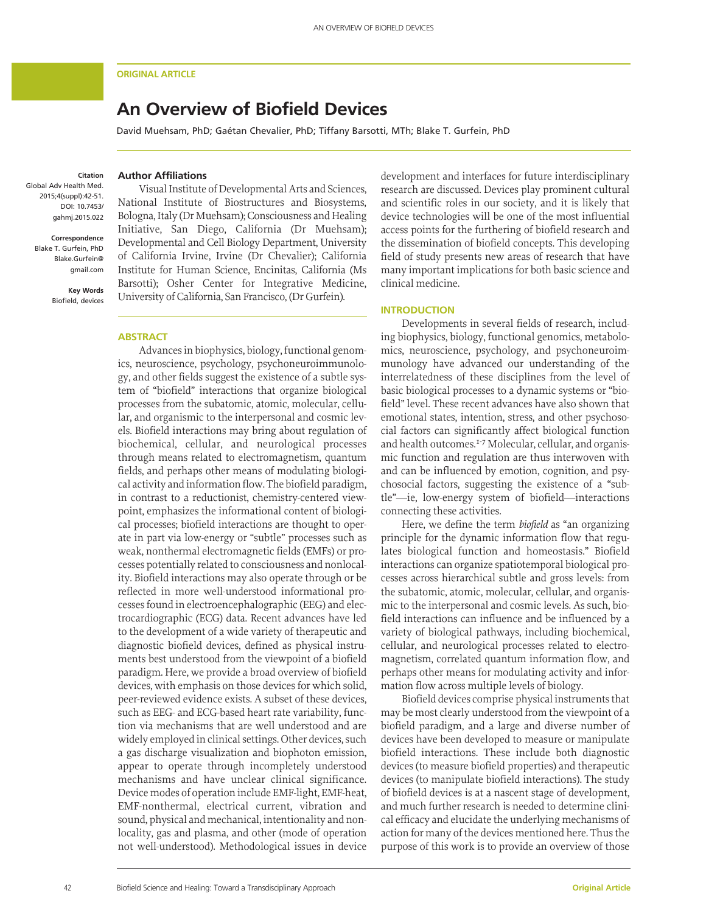ORIGINAL ARTICLE

# An Overview of Biofield Devices

David Muehsam, PhD; Gaétan Chevalier, PhD; Tiffany Barsotti, MTh; Blake T. Gurfein, PhD

**Citation**
Global Adv Health Med. 2015;4(suppl):42-51. DOI: 10.7453/gahmj.2015.022

**Correspondence**
Blake T. Gurfein, PhD
Blake.Gurfein@gmail.com

**Key Words**
Biofield, devices

## Author Affiliations

Visual Institute of Developmental Arts and Sciences, National Institute of Biostructures and Biosystems, Bologna, Italy (Dr Muehsam); Consciousness and Healing Initiative, San Diego, California (Dr Muehsam); Developmental and Cell Biology Department, University of California Irvine, Irvine (Dr Chevalier); California Institute for Human Science, Encinitas, California (Ms Barsotti); Osher Center for Integrative Medicine, University of California, San Francisco, (Dr Gurfein).

## ABSTRACT

Advances in biophysics, biology, functional genomics, neuroscience, psychology, psychoneuroimmunology, and other fields suggest the existence of a subtle system of "biofield" interactions that organize biological processes from the subatomic, atomic, molecular, cellular, and organismic to the interpersonal and cosmic levels. Biofield interactions may bring about regulation of biochemical, cellular, and neurological processes through means related to electromagnetism, quantum fields, and perhaps other means of modulating biological activity and information flow. The biofield paradigm, in contrast to a reductionist, chemistry-centered viewpoint, emphasizes the informational content of biological processes; biofield interactions are thought to operate in part via low-energy or "subtle" processes such as weak, nonthermal electromagnetic fields (EMFs) or processes potentially related to consciousness and nonlocality. Biofield interactions may also operate through or be reflected in more well-understood informational processes found in electroencephalographic (EEG) and electrocardiographic (ECG) data. Recent advances have led to the development of a wide variety of therapeutic and diagnostic biofield devices, defined as physical instruments best understood from the viewpoint of a biofield paradigm. Here, we provide a broad overview of biofield devices, with emphasis on those devices for which solid, peer-reviewed evidence exists. A subset of these devices, such as EEG- and ECG-based heart rate variability, function via mechanisms that are well understood and are widely employed in clinical settings. Other devices, such a gas discharge visualization and biophoton emission, appear to operate through incompletely understood mechanisms and have unclear clinical significance. Device modes of operation include EMF-light, EMF-heat, EMF-nonthermal, electrical current, vibration and sound, physical and mechanical, intentionality and nonlocality, gas and plasma, and other (mode of operation not well-understood). Methodological issues in device development and interfaces for future interdisciplinary research are discussed. Devices play prominent cultural and scientific roles in our society, and it is likely that device technologies will be one of the most influential access points for the furthering of biofield research and the dissemination of biofield concepts. This developing field of study presents new areas of research that have many important implications for both basic science and clinical medicine.

## INTRODUCTION

Developments in several fields of research, including biophysics, biology, functional genomics, metabolomics, neuroscience, psychology, and psychoneuroimmunology have advanced our understanding of the interrelatedness of these disciplines from the level of basic biological processes to a dynamic systems or "biofield" level. These recent advances have also shown that emotional states, intention, stress, and other psychosocial factors can significantly affect biological function and health outcomes.[1-7] Molecular, cellular, and organismic function and regulation are thus interwoven with and can be influenced by emotion, cognition, and psychosocial factors, suggesting the existence of a "subtle"—ie, low-energy system of biofield—interactions connecting these activities.

Here, we define the term *biofield* as "an organizing principle for the dynamic information flow that regulates biological function and homeostasis." Biofield interactions can organize spatiotemporal biological processes across hierarchical subtle and gross levels: from the subatomic, atomic, molecular, cellular, and organismic to the interpersonal and cosmic levels. As such, biofield interactions can influence and be influenced by a variety of biological pathways, including biochemical, cellular, and neurological processes related to electromagnetism, correlated quantum information flow, and perhaps other means for modulating activity and information flow across multiple levels of biology.

Biofield devices comprise physical instruments that may be most clearly understood from the viewpoint of a biofield paradigm, and a large and diverse number of devices have been developed to measure or manipulate biofield interactions. These include both diagnostic devices (to measure biofield properties) and therapeutic devices (to manipulate biofield interactions). The study of biofield devices is at a nascent stage of development, and much further research is needed to determine clinical efficacy and elucidate the underlying mechanisms of action for many of the devices mentioned here. Thus the purpose of this work is to provide an overview of those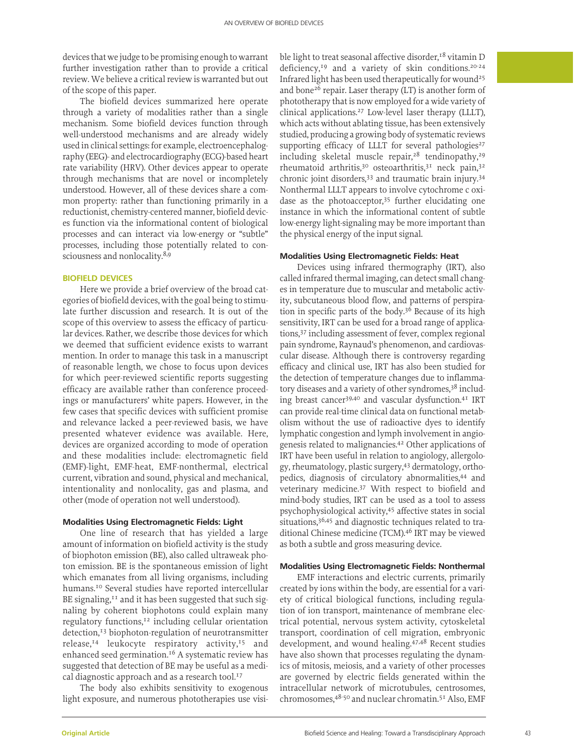devices that we judge to be promising enough to warrant further investigation rather than to provide a critical review. We believe a critical review is warranted but out of the scope of this paper.

The biofield devices summarized here operate through a variety of modalities rather than a single mechanism. Some biofield devices function through well-understood mechanisms and are already widely used in clinical settings: for example, electroencephalography (EEG)- and electrocardiography (ECG)-based heart rate variability (HRV). Other devices appear to operate through mechanisms that are novel or incompletely understood. However, all of these devices share a common property: rather than functioning primarily in a reductionist, chemistry-centered manner, biofield devices function via the informational content of biological processes and can interact via low-energy or "subtle" processes, including those potentially related to consciousness and nonlocality.[8,9]

## BIOFIELD DEVICES

Here we provide a brief overview of the broad categories of biofield devices, with the goal being to stimulate further discussion and research. It is out of the scope of this overview to assess the efficacy of particular devices. Rather, we describe those devices for which we deemed that sufficient evidence exists to warrant mention. In order to manage this task in a manuscript of reasonable length, we chose to focus upon devices for which peer-reviewed scientific reports suggesting efficacy are available rather than conference proceedings or manufacturers' white papers. However, in the few cases that specific devices with sufficient promise and relevance lacked a peer-reviewed basis, we have presented whatever evidence was available. Here, devices are organized according to mode of operation and these modalities include: electromagnetic field (EMF)-light, EMF-heat, EMF-nonthermal, electrical current, vibration and sound, physical and mechanical, intentionality and nonlocality, gas and plasma, and other (mode of operation not well understood).

### Modalities Using Electromagnetic Fields: Light

One line of research that has yielded a large amount of information on biofield activity is the study of biophoton emission (BE), also called ultraweak photon emission. BE is the spontaneous emission of light which emanates from all living organisms, including humans.[10] Several studies have reported intercellular BE signaling,[11] and it has been suggested that such signaling by coherent biophotons could explain many regulatory functions,[12] including cellular orientation detection,[13] biophoton-regulation of neurotransmitter release,[14] leukocyte respiratory activity,[15] and enhanced seed germination.[16] A systematic review has suggested that detection of BE may be useful as a medical diagnostic approach and as a research tool.[17]

The body also exhibits sensitivity to exogenous light exposure, and numerous phototherapies use visible light to treat seasonal affective disorder,[18] vitamin D deficiency,[19] and a variety of skin conditions.[20-24] Infrared light has been used therapeutically for wound[25] and bone[26] repair. Laser therapy (LT) is another form of phototherapy that is now employed for a wide variety of clinical applications.[27] Low-level laser therapy (LLLT), which acts without ablating tissue, has been extensively studied, producing a growing body of systematic reviews supporting efficacy of LLLT for several pathologies[27] including skeletal muscle repair,[28] tendinopathy,[29] rheumatoid arthritis,[30] osteoarthritis,[31] neck pain,[32] chronic joint disorders,[33] and traumatic brain injury.[34] Nonthermal LLLT appears to involve cytochrome c oxidase as the photoacceptor,[35] further elucidating one instance in which the informational content of subtle low-energy light-signaling may be more important than the physical energy of the input signal.

### Modalities Using Electromagnetic Fields: Heat

Devices using infrared thermography (IRT), also called infrared thermal imaging, can detect small changes in temperature due to muscular and metabolic activity, subcutaneous blood flow, and patterns of perspiration in specific parts of the body.[36] Because of its high sensitivity, IRT can be used for a broad range of applications,[37] including assessment of fever, complex regional pain syndrome, Raynaud's phenomenon, and cardiovascular disease. Although there is controversy regarding efficacy and clinical use, IRT has also been studied for the detection of temperature changes due to inflammatory diseases and a variety of other syndromes,[38] including breast cancer[39,40] and vascular dysfunction.[41] IRT can provide real-time clinical data on functional metabolism without the use of radioactive dyes to identify lymphatic congestion and lymph involvement in angiogenesis related to malignancies.[42] Other applications of IRT have been useful in relation to angiology, allergology, rheumatology, plastic surgery,[43] dermatology, orthopedics, diagnosis of circulatory abnormalities,[44] and veterinary medicine.[37] With respect to biofield and mind-body studies, IRT can be used as a tool to assess psychophysiological activity,[45] affective states in social situations,[36,45] and diagnostic techniques related to traditional Chinese medicine (TCM).[46] IRT may be viewed as both a subtle and gross measuring device.

### Modalities Using Electromagnetic Fields: Nonthermal

EMF interactions and electric currents, primarily created by ions within the body, are essential for a variety of critical biological functions, including regulation of ion transport, maintenance of membrane electrical potential, nervous system activity, cytoskeletal transport, coordination of cell migration, embryonic development, and wound healing.[47,48] Recent studies have also shown that processes regulating the dynamics of mitosis, meiosis, and a variety of other processes are governed by electric fields generated within the intracellular network of microtubules, centrosomes, chromosomes,[48-50] and nuclear chromatin.[51] Also, EMF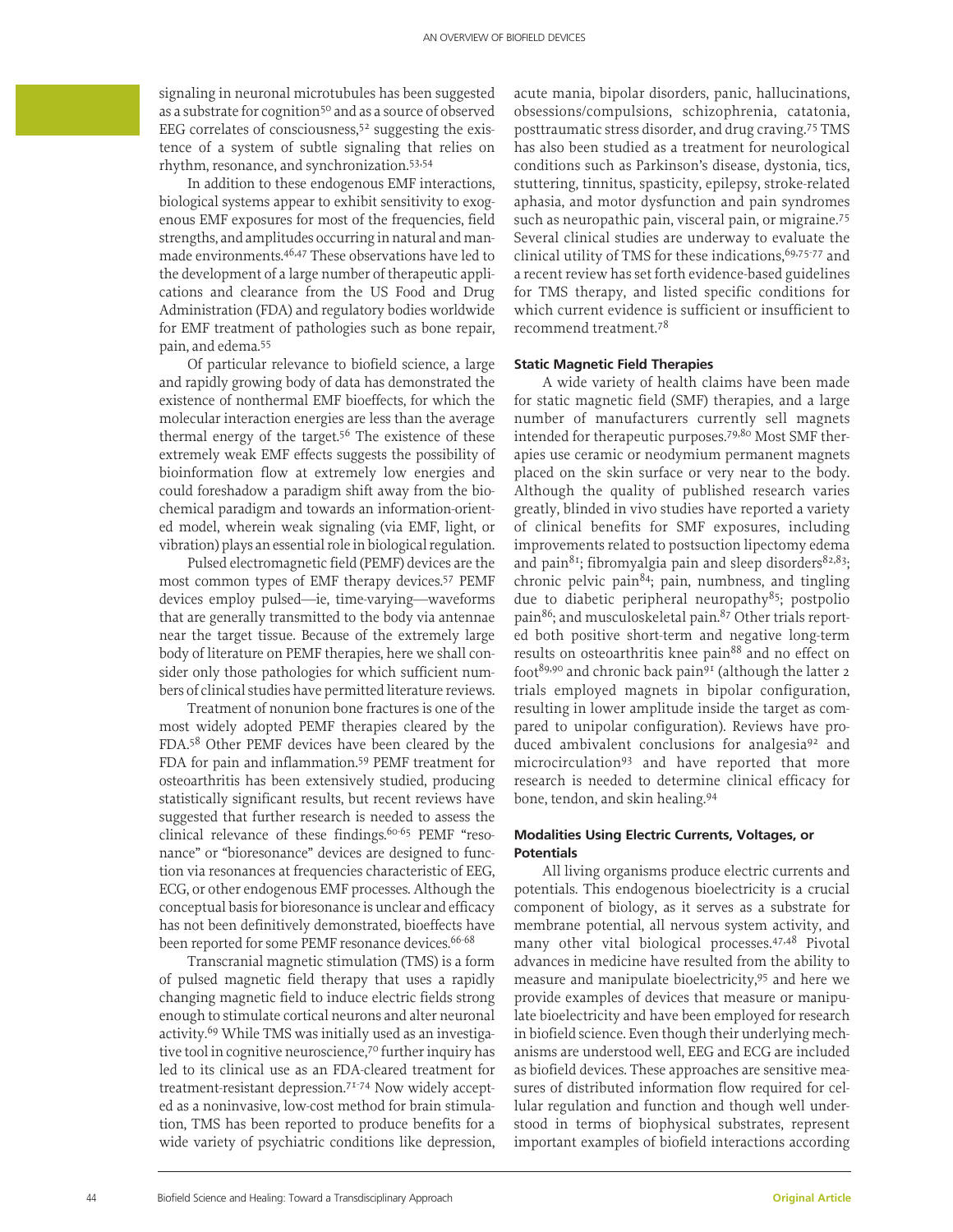signaling in neuronal microtubules has been suggested as a substrate for cognition[50] and as a source of observed EEG correlates of consciousness,[52] suggesting the existence of a system of subtle signaling that relies on rhythm, resonance, and synchronization.[53,54]

In addition to these endogenous EMF interactions, biological systems appear to exhibit sensitivity to exogenous EMF exposures for most of the frequencies, field strengths, and amplitudes occurring in natural and manmade environments.[46,47] These observations have led to the development of a large number of therapeutic applications and clearance from the US Food and Drug Administration (FDA) and regulatory bodies worldwide for EMF treatment of pathologies such as bone repair, pain, and edema.[55]

Of particular relevance to biofield science, a large and rapidly growing body of data has demonstrated the existence of nonthermal EMF bioeffects, for which the molecular interaction energies are less than the average thermal energy of the target.[56] The existence of these extremely weak EMF effects suggests the possibility of bioinformation flow at extremely low energies and could foreshadow a paradigm shift away from the biochemical paradigm and towards an information-oriented model, wherein weak signaling (via EMF, light, or vibration) plays an essential role in biological regulation.

Pulsed electromagnetic field (PEMF) devices are the most common types of EMF therapy devices.[57] PEMF devices employ pulsed—ie, time-varying—waveforms that are generally transmitted to the body via antennae near the target tissue. Because of the extremely large body of literature on PEMF therapies, here we shall consider only those pathologies for which sufficient numbers of clinical studies have permitted literature reviews.

Treatment of nonunion bone fractures is one of the most widely adopted PEMF therapies cleared by the FDA.[58] Other PEMF devices have been cleared by the FDA for pain and inflammation.[59] PEMF treatment for osteoarthritis has been extensively studied, producing statistically significant results, but recent reviews have suggested that further research is needed to assess the clinical relevance of these findings.[60-65] PEMF "resonance" or "bioresonance" devices are designed to function via resonances at frequencies characteristic of EEG, ECG, or other endogenous EMF processes. Although the conceptual basis for bioresonance is unclear and efficacy has not been definitively demonstrated, bioeffects have been reported for some PEMF resonance devices.[66-68]

Transcranial magnetic stimulation (TMS) is a form of pulsed magnetic field therapy that uses a rapidly changing magnetic field to induce electric fields strong enough to stimulate cortical neurons and alter neuronal activity.[69] While TMS was initially used as an investigative tool in cognitive neuroscience,[70] further inquiry has led to its clinical use as an FDA-cleared treatment for treatment-resistant depression.[71-74] Now widely accepted as a noninvasive, low-cost method for brain stimulation, TMS has been reported to produce benefits for a wide variety of psychiatric conditions like depression, acute mania, bipolar disorders, panic, hallucinations, obsessions/compulsions, schizophrenia, catatonia, posttraumatic stress disorder, and drug craving.[75] TMS has also been studied as a treatment for neurological conditions such as Parkinson's disease, dystonia, tics, stuttering, tinnitus, spasticity, epilepsy, stroke-related aphasia, and motor dysfunction and pain syndromes such as neuropathic pain, visceral pain, or migraine.[75] Several clinical studies are underway to evaluate the clinical utility of TMS for these indications,[69,75-77] and a recent review has set forth evidence-based guidelines for TMS therapy, and listed specific conditions for which current evidence is sufficient or insufficient to recommend treatment.[78]

#### Static Magnetic Field Therapies

A wide variety of health claims have been made for static magnetic field (SMF) therapies, and a large number of manufacturers currently sell magnets intended for therapeutic purposes.[79,80] Most SMF therapies use ceramic or neodymium permanent magnets placed on the skin surface or very near to the body. Although the quality of published research varies greatly, blinded in vivo studies have reported a variety of clinical benefits for SMF exposures, including improvements related to postsuction lipectomy edema and pain[81]; fibromyalgia pain and sleep disorders[82,83]; chronic pelvic pain[84]; pain, numbness, and tingling due to diabetic peripheral neuropathy[85]; postpolio pain[86]; and musculoskeletal pain.[87] Other trials reported both positive short-term and negative long-term results on osteoarthritis knee pain[88] and no effect on foot[89,90] and chronic back pain[91] (although the latter 2 trials employed magnets in bipolar configuration, resulting in lower amplitude inside the target as compared to unipolar configuration). Reviews have produced ambivalent conclusions for analgesia[92] and microcirculation[93] and have reported that more research is needed to determine clinical efficacy for bone, tendon, and skin healing.[94]

#### Modalities Using Electric Currents, Voltages, or Potentials

All living organisms produce electric currents and potentials. This endogenous bioelectricity is a crucial component of biology, as it serves as a substrate for membrane potential, all nervous system activity, and many other vital biological processes.[47,48] Pivotal advances in medicine have resulted from the ability to measure and manipulate bioelectricity,[95] and here we provide examples of devices that measure or manipulate bioelectricity and have been employed for research in biofield science. Even though their underlying mechanisms are understood well, EEG and ECG are included as biofield devices. These approaches are sensitive measures of distributed information flow required for cellular regulation and function and though well understood in terms of biophysical substrates, represent important examples of biofield interactions according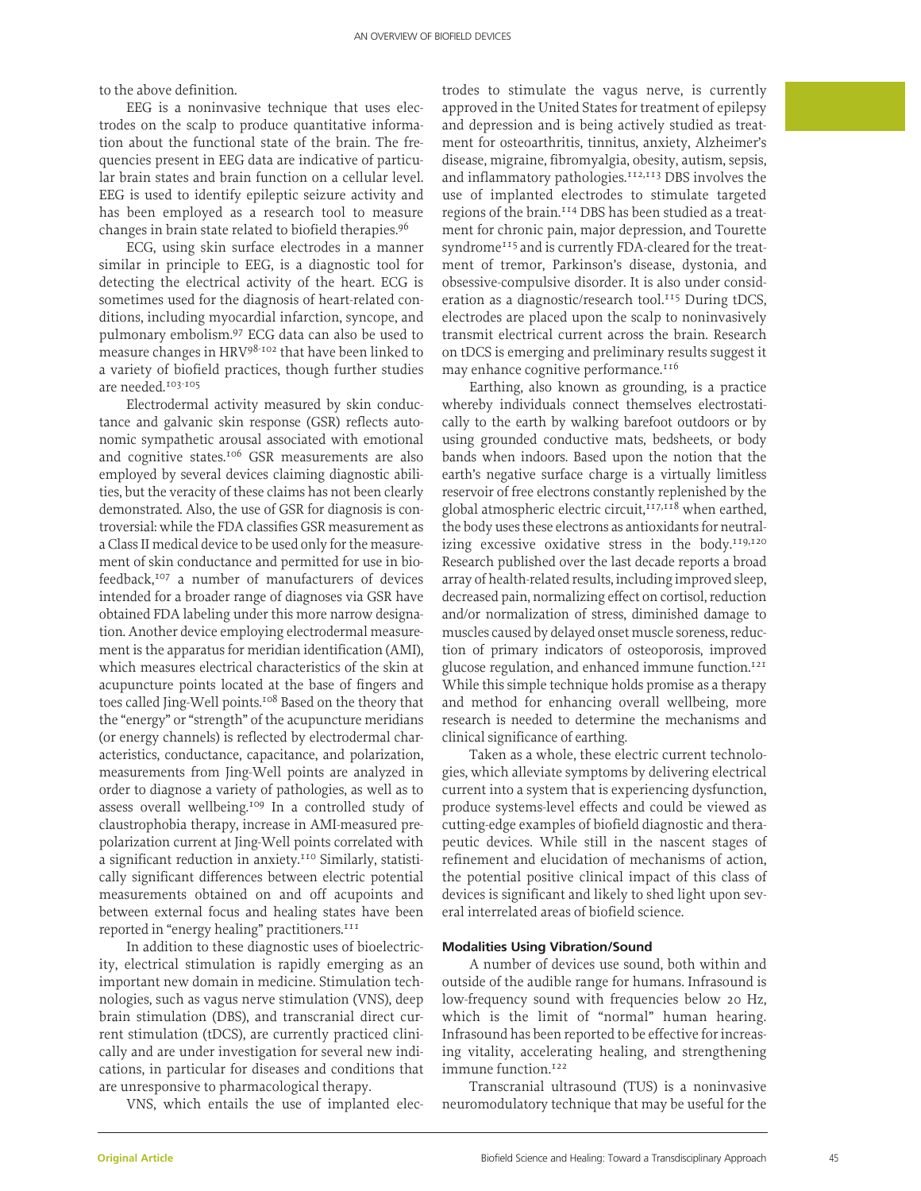to the above definition.

EEG is a noninvasive technique that uses electrodes on the scalp to produce quantitative information about the functional state of the brain. The frequencies present in EEG data are indicative of particular brain states and brain function on a cellular level. EEG is used to identify epileptic seizure activity and has been employed as a research tool to measure changes in brain state related to biofield therapies.[96]

ECG, using skin surface electrodes in a manner similar in principle to EEG, is a diagnostic tool for detecting the electrical activity of the heart. ECG is sometimes used for the diagnosis of heart-related conditions, including myocardial infarction, syncope, and pulmonary embolism.[97] ECG data can also be used to measure changes in HRV[98-102] that have been linked to a variety of biofield practices, though further studies are needed.[103-105]

Electrodermal activity measured by skin conductance and galvanic skin response (GSR) reflects autonomic sympathetic arousal associated with emotional and cognitive states.[106] GSR measurements are also employed by several devices claiming diagnostic abilities, but the veracity of these claims has not been clearly demonstrated. Also, the use of GSR for diagnosis is controversial: while the FDA classifies GSR measurement as a Class II medical device to be used only for the measurement of skin conductance and permitted for use in biofeedback,[107] a number of manufacturers of devices intended for a broader range of diagnoses via GSR have obtained FDA labeling under this more narrow designation. Another device employing electrodermal measurement is the apparatus for meridian identification (AMI), which measures electrical characteristics of the skin at acupuncture points located at the base of fingers and toes called Jing-Well points.[108] Based on the theory that the "energy" or "strength" of the acupuncture meridians (or energy channels) is reflected by electrodermal characteristics, conductance, capacitance, and polarization, measurements from Jing-Well points are analyzed in order to diagnose a variety of pathologies, as well as to assess overall wellbeing.[109] In a controlled study of claustrophobia therapy, increase in AMI-measured prepolarization current at Jing-Well points correlated with a significant reduction in anxiety.[110] Similarly, statistically significant differences between electric potential measurements obtained on and off acupoints and between external focus and healing states have been reported in "energy healing" practitioners.[111]

In addition to these diagnostic uses of bioelectricity, electrical stimulation is rapidly emerging as an important new domain in medicine. Stimulation technologies, such as vagus nerve stimulation (VNS), deep brain stimulation (DBS), and transcranial direct current stimulation (tDCS), are currently practiced clinically and are under investigation for several new indications, in particular for diseases and conditions that are unresponsive to pharmacological therapy.

VNS, which entails the use of implanted electrodes to stimulate the vagus nerve, is currently approved in the United States for treatment of epilepsy and depression and is being actively studied as treatment for osteoarthritis, tinnitus, anxiety, Alzheimer's disease, migraine, fibromyalgia, obesity, autism, sepsis, and inflammatory pathologies.[112,113] DBS involves the use of implanted electrodes to stimulate targeted regions of the brain.[114] DBS has been studied as a treatment for chronic pain, major depression, and Tourette syndrome[115] and is currently FDA-cleared for the treatment of tremor, Parkinson's disease, dystonia, and obsessive-compulsive disorder. It is also under consideration as a diagnostic/research tool.[115] During tDCS, electrodes are placed upon the scalp to noninvasively transmit electrical current across the brain. Research on tDCS is emerging and preliminary results suggest it may enhance cognitive performance.[116]

Earthing, also known as grounding, is a practice whereby individuals connect themselves electrostatically to the earth by walking barefoot outdoors or by using grounded conductive mats, bedsheets, or body bands when indoors. Based upon the notion that the earth's negative surface charge is a virtually limitless reservoir of free electrons constantly replenished by the global atmospheric electric circuit,[117,118] when earthed, the body uses these electrons as antioxidants for neutralizing excessive oxidative stress in the body.[119,120] Research published over the last decade reports a broad array of health-related results, including improved sleep, decreased pain, normalizing effect on cortisol, reduction and/or normalization of stress, diminished damage to muscles caused by delayed onset muscle soreness, reduction of primary indicators of osteoporosis, improved glucose regulation, and enhanced immune function.[121] While this simple technique holds promise as a therapy and method for enhancing overall wellbeing, more research is needed to determine the mechanisms and clinical significance of earthing.

Taken as a whole, these electric current technologies, which alleviate symptoms by delivering electrical current into a system that is experiencing dysfunction, produce systems-level effects and could be viewed as cutting-edge examples of biofield diagnostic and therapeutic devices. While still in the nascent stages of refinement and elucidation of mechanisms of action, the potential positive clinical impact of this class of devices is significant and likely to shed light upon several interrelated areas of biofield science.

#### Modalities Using Vibration/Sound

A number of devices use sound, both within and outside of the audible range for humans. Infrasound is low-frequency sound with frequencies below 20 Hz, which is the limit of "normal" human hearing. Infrasound has been reported to be effective for increasing vitality, accelerating healing, and strengthening immune function.[122]

Transcranial ultrasound (TUS) is a noninvasive neuromodulatory technique that may be useful for the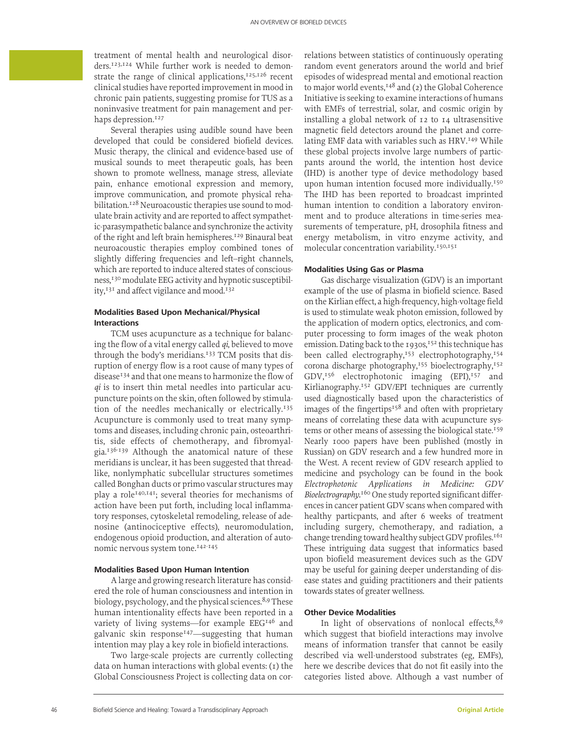treatment of mental health and neurological disorders.[123,124] While further work is needed to demonstrate the range of clinical applications,[125,126] recent clinical studies have reported improvement in mood in chronic pain patients, suggesting promise for TUS as a noninvasive treatment for pain management and perhaps depression.[127]

Several therapies using audible sound have been developed that could be considered biofield devices. Music therapy, the clinical and evidence-based use of musical sounds to meet therapeutic goals, has been shown to promote wellness, manage stress, alleviate pain, enhance emotional expression and memory, improve communication, and promote physical rehabilitation.[128] Neuroacoustic therapies use sound to modulate brain activity and are reported to affect sympathetic-parasympathetic balance and synchronize the activity of the right and left brain hemispheres.[129] Binaural beat neuroacoustic therapies employ combined tones of slightly differing frequencies and left–right channels, which are reported to induce altered states of consciousness,[130] modulate EEG activity and hypnotic susceptibility,[131] and affect vigilance and mood.[132]

### Modalities Based Upon Mechanical/Physical Interactions

TCM uses acupuncture as a technique for balancing the flow of a vital energy called *qi*, believed to move through the body's meridians.[133] TCM posits that disruption of energy flow is a root cause of many types of disease[134] and that one means to harmonize the flow of *qi* is to insert thin metal needles into particular acupuncture points on the skin, often followed by stimulation of the needles mechanically or electrically.[135] Acupuncture is commonly used to treat many symptoms and diseases, including chronic pain, osteoarthritis, side effects of chemotherapy, and fibromyalgia.[136-139] Although the anatomical nature of these meridians is unclear, it has been suggested that thread-like, nonlymphatic subcellular structures sometimes called Bonghan ducts or primo vascular structures may play a role[140,141]; several theories for mechanisms of action have been put forth, including local inflammatory responses, cytoskeletal remodeling, release of adenosine (antinociceptive effects), neuromodulation, endogenous opioid production, and alteration of autonomic nervous system tone.[142-145]

### Modalities Based Upon Human Intention

A large and growing research literature has considered the role of human consciousness and intention in biology, psychology, and the physical sciences.[8,9] These human intentionality effects have been reported in a variety of living systems—for example EEG[146] and galvanic skin response[147]—suggesting that human intention may play a key role in biofield interactions.

Two large-scale projects are currently collecting data on human interactions with global events: (1) the Global Consciousness Project is collecting data on correlations between statistics of continuously operating random event generators around the world and brief episodes of widespread mental and emotional reaction to major world events,[148] and (2) the Global Coherence Initiative is seeking to examine interactions of humans with EMFs of terrestrial, solar, and cosmic origin by installing a global network of 12 to 14 ultrasensitive magnetic field detectors around the planet and correlating EMF data with variables such as HRV.[149] While these global projects involve large numbers of participants around the world, the intention host device (IHD) is another type of device methodology based upon human intention focused more individually.[150] The IHD has been reported to broadcast imprinted human intention to condition a laboratory environment and to produce alterations in time-series measurements of temperature, pH, drosophila fitness and energy metabolism, in vitro enzyme activity, and molecular concentration variability.[150,151]

### Modalities Using Gas or Plasma

Gas discharge visualization (GDV) is an important example of the use of plasma in biofield science. Based on the Kirlian effect, a high-frequency, high-voltage field is used to stimulate weak photon emission, followed by the application of modern optics, electronics, and computer processing to form images of the weak photon emission. Dating back to the 1930s,[152] this technique has been called electrography,[153] electrophotography,[154] corona discharge photography,[155] bioelectrography,[152] GDV,[156] electrophotonic imaging (EPI),[157] and Kirlianography.[152] GDV/EPI techniques are currently used diagnostically based upon the characteristics of images of the fingertips[158] and often with proprietary means of correlating these data with acupuncture systems or other means of assessing the biological state.[159] Nearly 1000 papers have been published (mostly in Russian) on GDV research and a few hundred more in the West. A recent review of GDV research applied to medicine and psychology can be found in the book *Electrophotonic Applications in Medicine: GDV Bioelectrography*.[160] One study reported significant differences in cancer patient GDV scans when compared with healthy particpants, and after 6 weeks of treatment including surgery, chemotherapy, and radiation, a change trending toward healthy subject GDV profiles.[161] These intriguing data suggest that informatics based upon biofield measurement devices such as the GDV may be useful for gaining deeper understanding of disease states and guiding practitioners and their patients towards states of greater wellness.

### Other Device Modalities

In light of observations of nonlocal effects,[8,9] which suggest that biofield interactions may involve means of information transfer that cannot be easily described via well-understood substrates (eg, EMFs), here we describe devices that do not fit easily into the categories listed above. Although a vast number of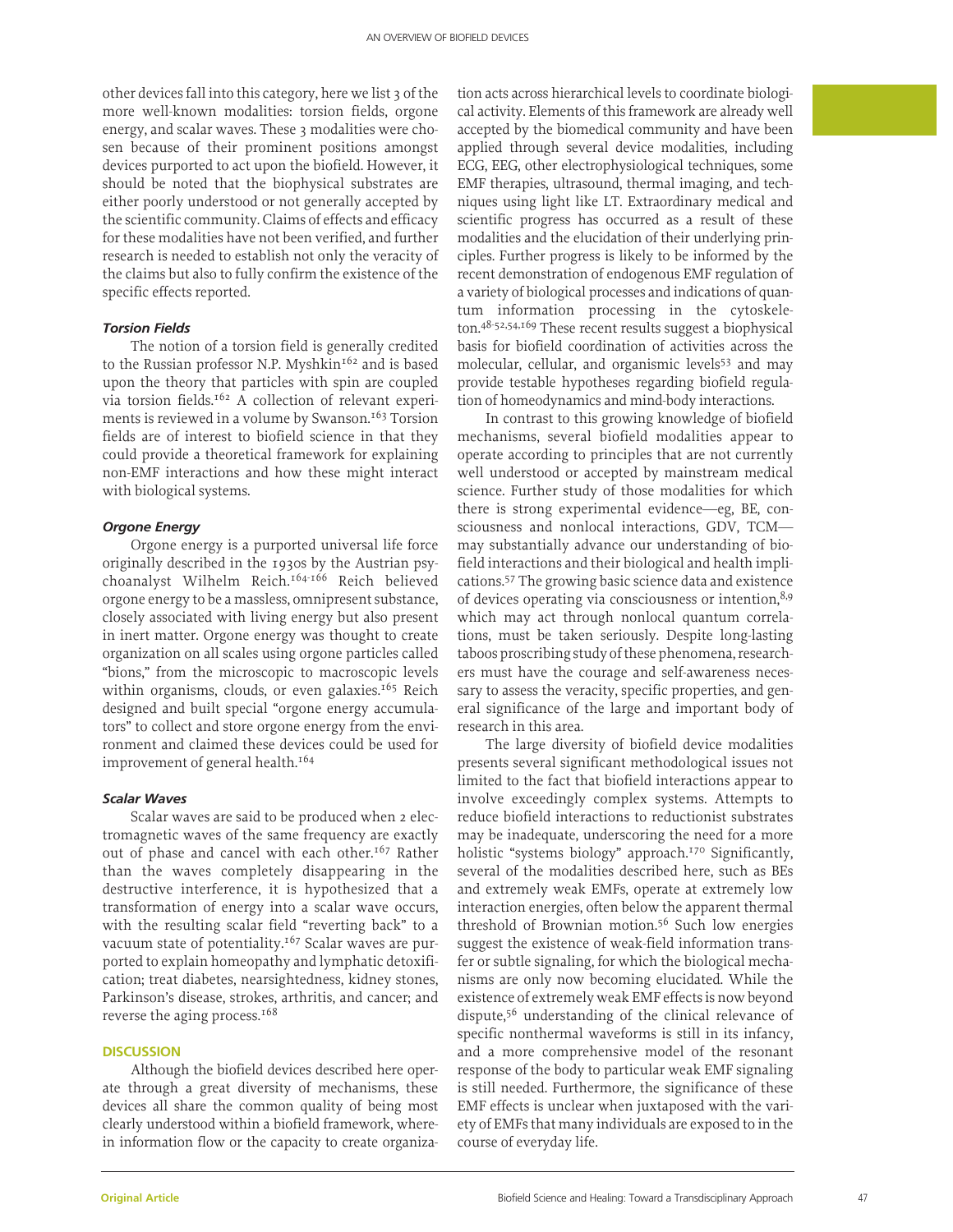other devices fall into this category, here we list 3 of the more well-known modalities: torsion fields, orgone energy, and scalar waves. These 3 modalities were chosen because of their prominent positions amongst devices purported to act upon the biofield. However, it should be noted that the biophysical substrates are either poorly understood or not generally accepted by the scientific community. Claims of effects and efficacy for these modalities have not been verified, and further research is needed to establish not only the veracity of the claims but also to fully confirm the existence of the specific effects reported.

### *Torsion Fields*

The notion of a torsion field is generally credited to the Russian professor N.P. Myshkin[162] and is based upon the theory that particles with spin are coupled via torsion fields.[162] A collection of relevant experiments is reviewed in a volume by Swanson.[163] Torsion fields are of interest to biofield science in that they could provide a theoretical framework for explaining non-EMF interactions and how these might interact with biological systems.

### *Orgone Energy*

Orgone energy is a purported universal life force originally described in the 1930s by the Austrian psychoanalyst Wilhelm Reich.[164-166] Reich believed orgone energy to be a massless, omnipresent substance, closely associated with living energy but also present in inert matter. Orgone energy was thought to create organization on all scales using orgone particles called "bions," from the microscopic to macroscopic levels within organisms, clouds, or even galaxies.[165] Reich designed and built special "orgone energy accumulators" to collect and store orgone energy from the environment and claimed these devices could be used for improvement of general health.[164]

### *Scalar Waves*

Scalar waves are said to be produced when 2 electromagnetic waves of the same frequency are exactly out of phase and cancel with each other.[167] Rather than the waves completely disappearing in the destructive interference, it is hypothesized that a transformation of energy into a scalar wave occurs, with the resulting scalar field "reverting back" to a vacuum state of potentiality.[167] Scalar waves are purported to explain homeopathy and lymphatic detoxification; treat diabetes, nearsightedness, kidney stones, Parkinson's disease, strokes, arthritis, and cancer; and reverse the aging process.[168]

## DISCUSSION

Although the biofield devices described here operate through a great diversity of mechanisms, these devices all share the common quality of being most clearly understood within a biofield framework, wherein information flow or the capacity to create organization acts across hierarchical levels to coordinate biological activity. Elements of this framework are already well accepted by the biomedical community and have been applied through several device modalities, including ECG, EEG, other electrophysiological techniques, some EMF therapies, ultrasound, thermal imaging, and techniques using light like LT. Extraordinary medical and scientific progress has occurred as a result of these modalities and the elucidation of their underlying principles. Further progress is likely to be informed by the recent demonstration of endogenous EMF regulation of a variety of biological processes and indications of quantum information processing in the cytoskeleton.[48-52,54,169] These recent results suggest a biophysical basis for biofield coordination of activities across the molecular, cellular, and organismic levels[53] and may provide testable hypotheses regarding biofield regulation of homeodynamics and mind-body interactions.

In contrast to this growing knowledge of biofield mechanisms, several biofield modalities appear to operate according to principles that are not currently well understood or accepted by mainstream medical science. Further study of those modalities for which there is strong experimental evidence—eg, BE, consciousness and nonlocal interactions, GDV, TCM—may substantially advance our understanding of biofield interactions and their biological and health implications.[57] The growing basic science data and existence of devices operating via consciousness or intention,[8,9] which may act through nonlocal quantum correlations, must be taken seriously. Despite long-lasting taboos proscribing study of these phenomena, researchers must have the courage and self-awareness necessary to assess the veracity, specific properties, and general significance of the large and important body of research in this area.

The large diversity of biofield device modalities presents several significant methodological issues not limited to the fact that biofield interactions appear to involve exceedingly complex systems. Attempts to reduce biofield interactions to reductionist substrates may be inadequate, underscoring the need for a more holistic "systems biology" approach.[170] Significantly, several of the modalities described here, such as BEs and extremely weak EMFs, operate at extremely low interaction energies, often below the apparent thermal threshold of Brownian motion.[56] Such low energies suggest the existence of weak-field information transfer or subtle signaling, for which the biological mechanisms are only now becoming elucidated. While the existence of extremely weak EMF effects is now beyond dispute,[56] understanding of the clinical relevance of specific nonthermal waveforms is still in its infancy, and a more comprehensive model of the resonant response of the body to particular weak EMF signaling is still needed. Furthermore, the significance of these EMF effects is unclear when juxtaposed with the variety of EMFs that many individuals are exposed to in the course of everyday life.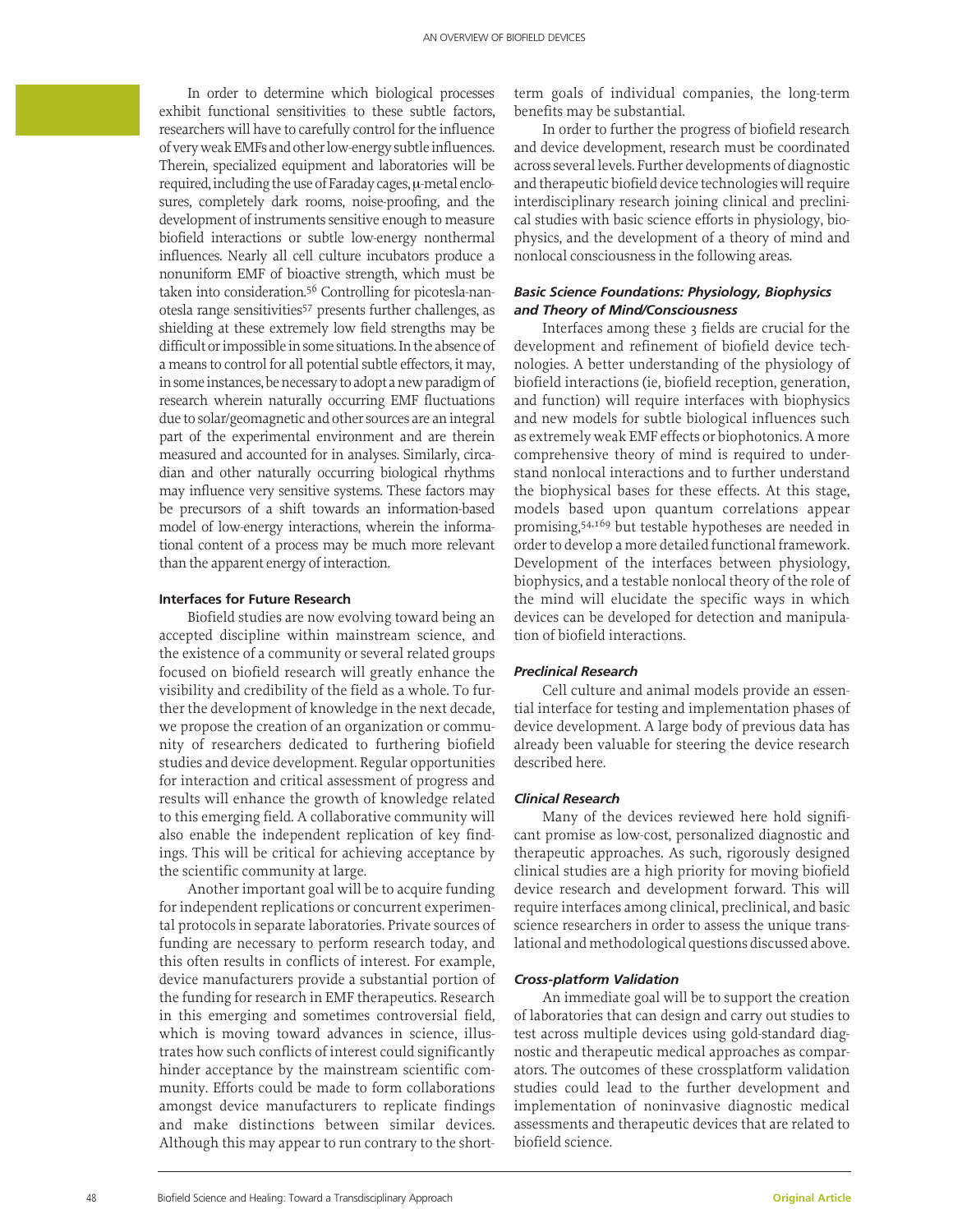In order to determine which biological processes exhibit functional sensitivities to these subtle factors, researchers will have to carefully control for the influence of very weak EMFs and other low-energy subtle influences. Therein, specialized equipment and laboratories will be required, including the use of Faraday cages, μ-metal enclosures, completely dark rooms, noise-proofing, and the development of instruments sensitive enough to measure biofield interactions or subtle low-energy nonthermal influences. Nearly all cell culture incubators produce a nonuniform EMF of bioactive strength, which must be taken into consideration.[56] Controlling for picotesla-nanotesla range sensitivities[57] presents further challenges, as shielding at these extremely low field strengths may be difficult or impossible in some situations. In the absence of a means to control for all potential subtle effectors, it may, in some instances, be necessary to adopt a new paradigm of research wherein naturally occurring EMF fluctuations due to solar/geomagnetic and other sources are an integral part of the experimental environment and are therein measured and accounted for in analyses. Similarly, circadian and other naturally occurring biological rhythms may influence very sensitive systems. These factors may be precursors of a shift towards an information-based model of low-energy interactions, wherein the informational content of a process may be much more relevant than the apparent energy of interaction.

### Interfaces for Future Research

Biofield studies are now evolving toward being an accepted discipline within mainstream science, and the existence of a community or several related groups focused on biofield research will greatly enhance the visibility and credibility of the field as a whole. To further the development of knowledge in the next decade, we propose the creation of an organization or community of researchers dedicated to furthering biofield studies and device development. Regular opportunities for interaction and critical assessment of progress and results will enhance the growth of knowledge related to this emerging field. A collaborative community will also enable the independent replication of key findings. This will be critical for achieving acceptance by the scientific community at large.

Another important goal will be to acquire funding for independent replications or concurrent experimental protocols in separate laboratories. Private sources of funding are necessary to perform research today, and this often results in conflicts of interest. For example, device manufacturers provide a substantial portion of the funding for research in EMF therapeutics. Research in this emerging and sometimes controversial field, which is moving toward advances in science, illustrates how such conflicts of interest could significantly hinder acceptance by the mainstream scientific community. Efforts could be made to form collaborations amongst device manufacturers to replicate findings and make distinctions between similar devices. Although this may appear to run contrary to the short-term goals of individual companies, the long-term benefits may be substantial.

In order to further the progress of biofield research and device development, research must be coordinated across several levels. Further developments of diagnostic and therapeutic biofield device technologies will require interdisciplinary research joining clinical and preclinical studies with basic science efforts in physiology, biophysics, and the development of a theory of mind and nonlocal consciousness in the following areas.

#### *Basic Science Foundations: Physiology, Biophysics and Theory of Mind/Consciousness*

Interfaces among these 3 fields are crucial for the development and refinement of biofield device technologies. A better understanding of the physiology of biofield interactions (ie, biofield reception, generation, and function) will require interfaces with biophysics and new models for subtle biological influences such as extremely weak EMF effects or biophotonics. A more comprehensive theory of mind is required to understand nonlocal interactions and to further understand the biophysical bases for these effects. At this stage, models based upon quantum correlations appear promising,[54,169] but testable hypotheses are needed in order to develop a more detailed functional framework. Development of the interfaces between physiology, biophysics, and a testable nonlocal theory of the role of the mind will elucidate the specific ways in which devices can be developed for detection and manipulation of biofield interactions.

#### *Preclinical Research*

Cell culture and animal models provide an essential interface for testing and implementation phases of device development. A large body of previous data has already been valuable for steering the device research described here.

#### *Clinical Research*

Many of the devices reviewed here hold significant promise as low-cost, personalized diagnostic and therapeutic approaches. As such, rigorously designed clinical studies are a high priority for moving biofield device research and development forward. This will require interfaces among clinical, preclinical, and basic science researchers in order to assess the unique translational and methodological questions discussed above.

#### *Cross-platform Validation*

An immediate goal will be to support the creation of laboratories that can design and carry out studies to test across multiple devices using gold-standard diagnostic and therapeutic medical approaches as comparators. The outcomes of these crossplatform validation studies could lead to the further development and implementation of noninvasive diagnostic medical assessments and therapeutic devices that are related to biofield science.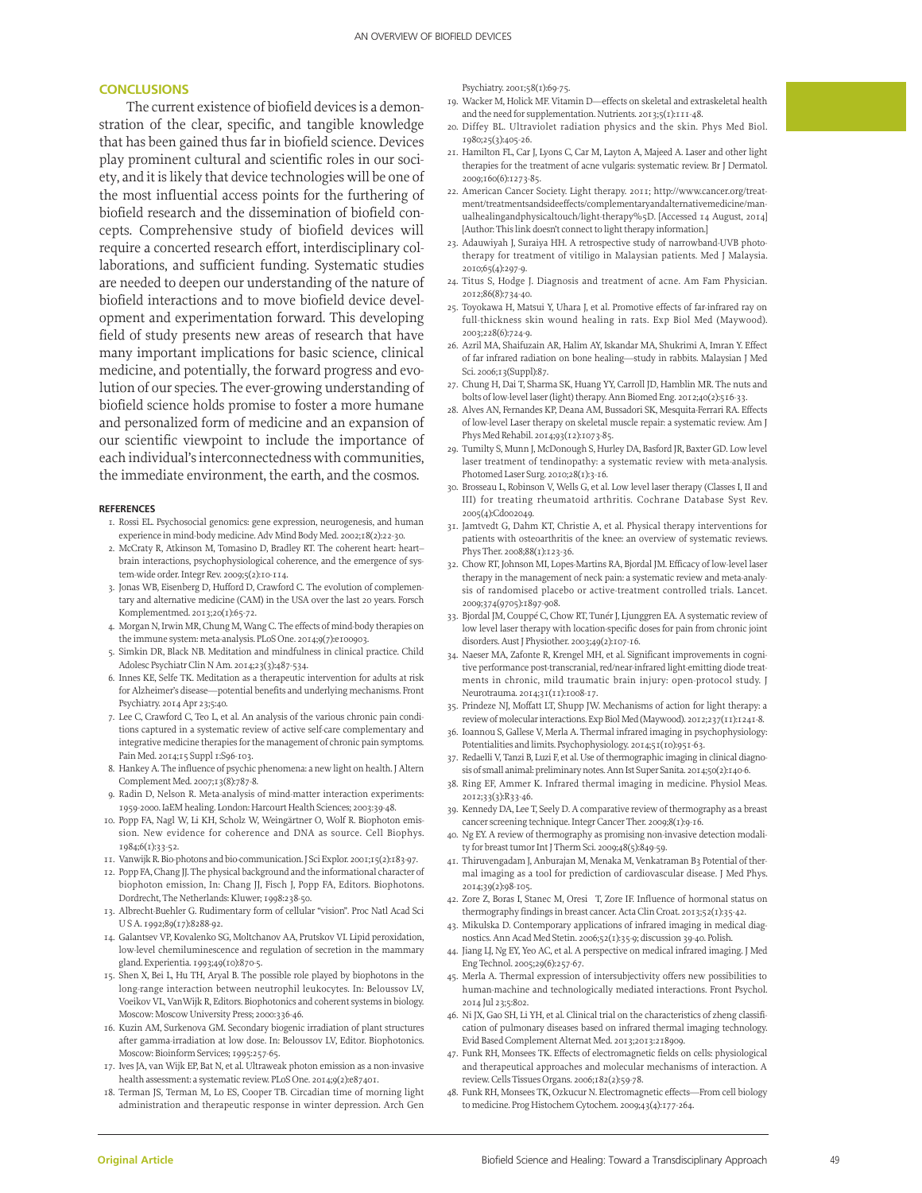## CONCLUSIONS

The current existence of biofield devices is a demonstration of the clear, specific, and tangible knowledge that has been gained thus far in biofield science. Devices play prominent cultural and scientific roles in our society, and it is likely that device technologies will be one of the most influential access points for the furthering of biofield research and the dissemination of biofield concepts. Comprehensive study of biofield devices will require a concerted research effort, interdisciplinary collaborations, and sufficient funding. Systematic studies are needed to deepen our understanding of the nature of biofield interactions and to move biofield device development and experimentation forward. This developing field of study presents new areas of research that have many important implications for basic science, clinical medicine, and potentially, the forward progress and evolution of our species. The ever-growing understanding of biofield science holds promise to foster a more humane and personalized form of medicine and an expansion of our scientific viewpoint to include the importance of each individual's interconnectedness with communities, the immediate environment, the earth, and the cosmos.

### REFERENCES

1. Rossi EL. Psychosocial genomics: gene expression, neurogenesis, and human experience in mind-body medicine. Adv Mind Body Med. 2002;18(2):22-30.
2. McCraty R, Atkinson M, Tomasino D, Bradley RT. The coherent heart: heart–brain interactions, psychophysiological coherence, and the emergence of system-wide order. Integr Rev. 2009;5(2):10-114.
3. Jonas WB, Eisenberg D, Hufford D, Crawford C. The evolution of complementary and alternative medicine (CAM) in the USA over the last 20 years. Forsch Komplementmed. 2013;20(1):65-72.
4. Morgan N, Irwin MR, Chung M, Wang C. The effects of mind-body therapies on the immune system: meta-analysis. PLoS One. 2014;9(7):e100903.
5. Simkin DR, Black NB. Meditation and mindfulness in clinical practice. Child Adolesc Psychiatr Clin N Am. 2014;23(3):487-534.
6. Innes KE, Selfe TK. Meditation as a therapeutic intervention for adults at risk for Alzheimer's disease—potential benefits and underlying mechanisms. Front Psychiatry. 2014 Apr 23;5:40.
7. Lee C, Crawford C, Teo L, et al. An analysis of the various chronic pain conditions captured in a systematic review of active self-care complementary and integrative medicine therapies for the management of chronic pain symptoms. Pain Med. 2014;15 Suppl 1:S96-103.
8. Hankey A. The influence of psychic phenomena: a new light on health. J Altern Complement Med. 2007;13(8):787-8.
9. Radin D, Nelson R. Meta-analysis of mind-matter interaction experiments: 1959-2000. IaEM healing. London: Harcourt Health Sciences; 2003:39-48.
10. Popp FA, Nagl W, Li KH, Scholz W, Weingärtner O, Wolf R. Biophoton emission. New evidence for coherence and DNA as source. Cell Biophys. 1984;6(1):33-52.
11. Vanwijk R. Bio-photons and bio-communication. J Sci Explor. 2001;15(2):183-97.
12. Popp FA, Chang JJ. The physical background and the informational character of biophoton emission, In: Chang JJ, Fisch J, Popp FA, Editors. Biophotons. Dordrecht, The Netherlands: Kluwer; 1998:238-50.
13. Albrecht-Buehler G. Rudimentary form of cellular "vision". Proc Natl Acad Sci U S A. 1992;89(17):8288-92.
14. Galantsev VP, Kovalenko SG, Moltchanov AA, Prutskov VI. Lipid peroxidation, low-level chemiluminescence and regulation of secretion in the mammary gland. Experientia. 1993;49(10):870-5.
15. Shen X, Bei L, Hu TH, Aryal B. The possible role played by biophotons in the long-range interaction between neutrophil leukocytes. In: Beloussov LV, Voeikov VL, VanWijk R, Editors. Biophotonics and coherent systems in biology. Moscow: Moscow University Press; 2000:336-46.
16. Kuzin AM, Surkenova GM. Secondary biogenic irradiation of plant structures after gamma-irradiation at low dose. In: Beloussov LV, Editor. Biophotonics. Moscow: Bioinform Services; 1995:257-65.
17. Ives JA, van Wijk EP, Bat N, et al. Ultraweak photon emission as a non-invasive health assessment: a systematic review. PLoS One. 2014;9(2):e87401.
18. Terman JS, Terman M, Lo ES, Cooper TB. Circadian time of morning light administration and therapeutic response in winter depression. Arch Gen Psychiatry. 2001;58(1):69-75.
19. Wacker M, Holick MF. Vitamin D—effects on skeletal and extraskeletal health and the need for supplementation. Nutrients. 2013;5(1):111-48.
20. Diffey BL. Ultraviolet radiation physics and the skin. Phys Med Biol. 1980;25(3):405-26.
21. Hamilton FL, Car J, Lyons C, Car M, Layton A, Majeed A. Laser and other light therapies for the treatment of acne vulgaris: systematic review. Br J Dermatol. 2009;160(6):1273-85.
22. American Cancer Society. Light therapy. 2011; http://www.cancer.org/treatment/treatmentsandsideeffects/complementaryandalternativemedicine/manualhealingandphysicaltouch/light-therapy%5D. [Accessed 14 August, 2014] [Author: This link doesn't connect to light therapy information.]
23. Adauwiyah J, Suraiya HH. A retrospective study of narrowband-UVB phototherapy for treatment of vitiligo in Malaysian patients. Med J Malaysia. 2010;65(4):297-9.
24. Titus S, Hodge J. Diagnosis and treatment of acne. Am Fam Physician. 2012;86(8):734-40.
25. Toyokawa H, Matsui Y, Uhara J, et al. Promotive effects of far-infrared ray on full-thickness skin wound healing in rats. Exp Biol Med (Maywood). 2003;228(6):724-9.
26. Azril MA, Shaifuzain AR, Halim AY, Iskandar MA, Shukrimi A, Imran Y. Effect of far infrared radiation on bone healing—study in rabbits. Malaysian J Med Sci. 2006;13(Suppl):87.
27. Chung H, Dai T, Sharma SK, Huang YY, Carroll JD, Hamblin MR. The nuts and bolts of low-level laser (light) therapy. Ann Biomed Eng. 2012;40(2):516-33.
28. Alves AN, Fernandes KP, Deana AM, Bussadori SK, Mesquita-Ferrari RA. Effects of low-level Laser therapy on skeletal muscle repair: a systematic review. Am J Phys Med Rehabil. 2014;93(12):1073-85.
29. Tumilty S, Munn J, McDonough S, Hurley DA, Basford JR, Baxter GD. Low level laser treatment of tendinopathy: a systematic review with meta-analysis. Photomed Laser Surg. 2010;28(1):3-16.
30. Brosseau L, Robinson V, Wells G, et al. Low level laser therapy (Classes I, II and III) for treating rheumatoid arthritis. Cochrane Database Syst Rev. 2005(4):Cd002049.
31. Jamtvedt G, Dahm KT, Christie A, et al. Physical therapy interventions for patients with osteoarthritis of the knee: an overview of systematic reviews. Phys Ther. 2008;88(1):123-36.
32. Chow RT, Johnson MI, Lopes-Martins RA, Bjordal JM. Efficacy of low-level laser therapy in the management of neck pain: a systematic review and meta-analysis of randomised placebo or active-treatment controlled trials. Lancet. 2009;374(9705):1897-908.
33. Bjordal JM, Couppé C, Chow RT, Tunér J, Ljunggren EA. A systematic review of low level laser therapy with location-specific doses for pain from chronic joint disorders. Aust J Physiother. 2003;49(2):107-16.
34. Naeser MA, Zafonte R, Krengel MH, et al. Significant improvements in cognitive performance post-transcranial, red/near-infrared light-emitting diode treatments in chronic, mild traumatic brain injury: open-protocol study. J Neurotrauma. 2014;31(11):1008-17.
35. Prindeze NJ, Moffatt LT, Shupp JW. Mechanisms of action for light therapy: a review of molecular interactions. Exp Biol Med (Maywood). 2012;237(11):1241-8.
36. Ioannou S, Gallese V, Merla A. Thermal infrared imaging in psychophysiology: Potentialities and limits. Psychophysiology. 2014;51(10):951-63.
37. Redaelli V, Tanzi B, Luzi F, et al. Use of thermographic imaging in clinical diagnosis of small animal: preliminary notes. Ann Ist Super Sanita. 2014;50(2):140-6.
38. Ring EF, Ammer K. Infrared thermal imaging in medicine. Physiol Meas. 2012;33(3):R33-46.
39. Kennedy DA, Lee T, Seely D. A comparative review of thermography as a breast cancer screening technique. Integr Cancer Ther. 2009;8(1):9-16.
40. Ng EY. A review of thermography as promising non-invasive detection modality for breast tumor Int J Therm Sci. 2009;48(5):849-59.
41. Thiruvengadam J, Anburajan M, Menaka M, Venkatraman B3 Potential of thermal imaging as a tool for prediction of cardiovascular disease. J Med Phys. 2014;39(2):98-105.
42. Zore Z, Boras I, Stanec M, Oresi T, Zore IF. Influence of hormonal status on thermography findings in breast cancer. Acta Clin Croat. 2013;52(1):35-42.
43. Mikulska D. Contemporary applications of infrared imaging in medical diagnostics. Ann Acad Med Stetin. 2006;52(1):35-9; discussion 39-40. Polish.
44. Jiang LJ, Ng EY, Yeo AC, et al. A perspective on medical infrared imaging. J Med Eng Technol. 2005;29(6):257-67.
45. Merla A. Thermal expression of intersubjectivity offers new possibilities to human-machine and technologically mediated interactions. Front Psychol. 2014 Jul 23;5:802.
46. Ni JX, Gao SH, Li YH, et al. Clinical trial on the characteristics of zheng classification of pulmonary diseases based on infrared thermal imaging technology. Evid Based Complement Alternat Med. 2013;2013:218909.
47. Funk RH, Monsees TK. Effects of electromagnetic fields on cells: physiological and therapeutical approaches and molecular mechanisms of interaction. A review. Cells Tissues Organs. 2006;182(2):59-78.
48. Funk RH, Monsees TK, Ozkucur N. Electromagnetic effects—From cell biology to medicine. Prog Histochem Cytochem. 2009;43(4):177-264.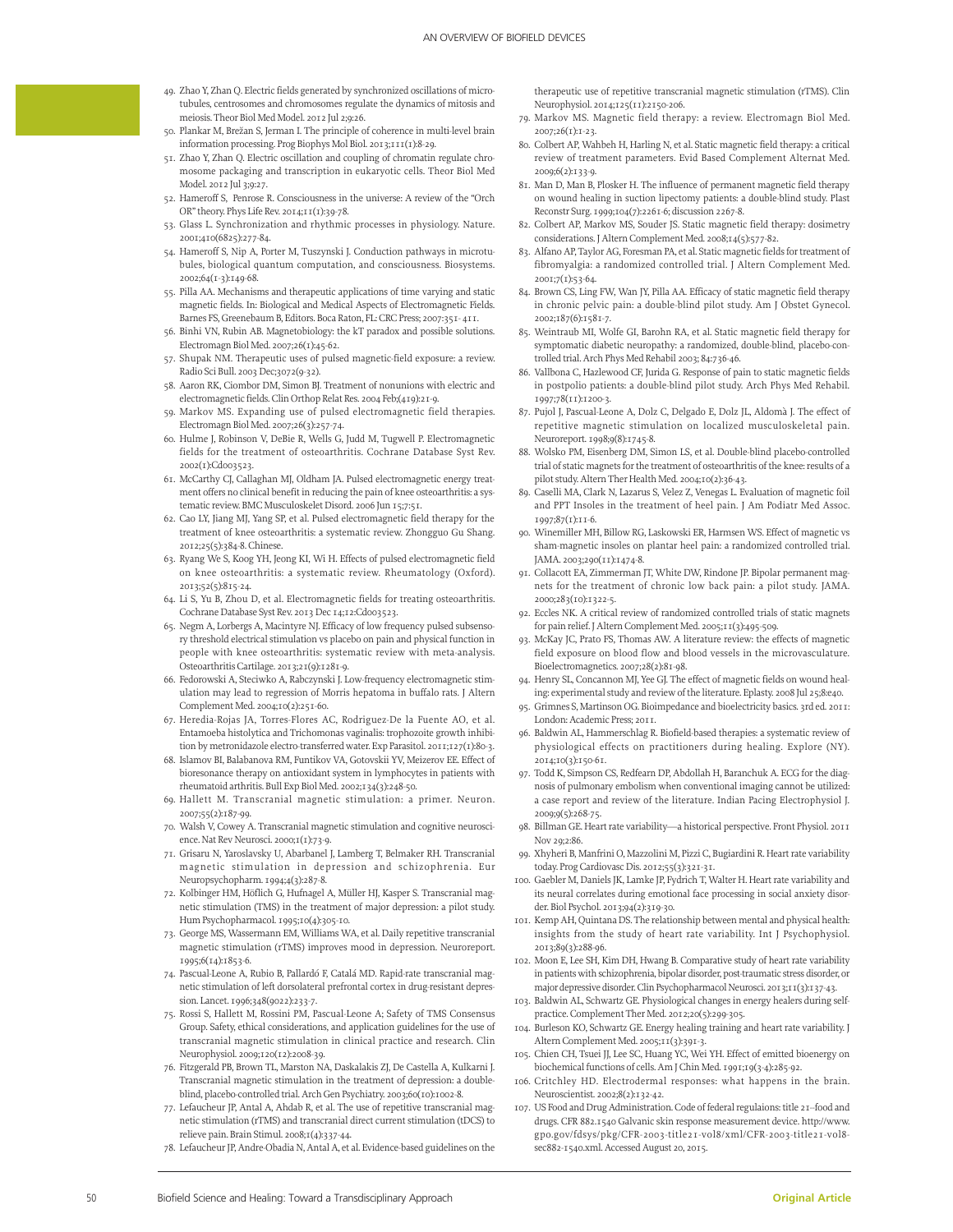49. Zhao Y, Zhan Q. Electric fields generated by synchronized oscillations of microtubules, centrosomes and chromosomes regulate the dynamics of mitosis and meiosis. Theor Biol Med Model. 2012 Jul 2;9:26.
50. Plankar M, Brežan S, Jerman I. The principle of coherence in multi-level brain information processing. Prog Biophys Mol Biol. 2013;111(1):8-29.
51. Zhao Y, Zhan Q. Electric oscillation and coupling of chromatin regulate chromosome packaging and transcription in eukaryotic cells. Theor Biol Med Model. 2012 Jul 3;9:27.
52. Hameroff S, Penrose R. Consciousness in the universe: A review of the "Orch OR" theory. Phys Life Rev. 2014;11(1):39-78.
53. Glass L. Synchronization and rhythmic processes in physiology. Nature. 2001;410(6825):277-84.
54. Hameroff S, Nip A, Porter M, Tuszynski J. Conduction pathways in microtubules, biological quantum computation, and consciousness. Biosystems. 2002;64(1-3):149-68.
55. Pilla AA. Mechanisms and therapeutic applications of time varying and static magnetic fields. In: Biological and Medical Aspects of Electromagnetic Fields. Barnes FS, Greenebaum B, Editors. Boca Raton, FL: CRC Press; 2007:351-411.
56. Binhi VN, Rubin AB. Magnetobiology: the kT paradox and possible solutions. Electromagn Biol Med. 2007;26(1):45-62.
57. Shupak NM. Therapeutic uses of pulsed magnetic-field exposure: a review. Radio Sci Bull. 2003 Dec;3072(9-32).
58. Aaron RK, Ciombor DM, Simon BJ. Treatment of nonunions with electric and electromagnetic fields. Clin Orthop Relat Res. 2004 Feb;(419):21-9.
59. Markov MS. Expanding use of pulsed electromagnetic field therapies. Electromagn Biol Med. 2007;26(3):257-74.
60. Hulme J, Robinson V, DeBie R, Wells G, Judd M, Tugwell P. Electromagnetic fields for the treatment of osteoarthritis. Cochrane Database Syst Rev. 2002(1):Cd003523.
61. McCarthy CJ, Callaghan MJ, Oldham JA. Pulsed electromagnetic energy treatment offers no clinical benefit in reducing the pain of knee osteoarthritis: a systematic review. BMC Musculoskelet Disord. 2006 Jun 15;7:51.
62. Cao LY, Jiang MJ, Yang SP, et al. Pulsed electromagnetic field therapy for the treatment of knee osteoarthritis: a systematic review. Zhongguo Gu Shang. 2012;25(5):384-8. Chinese.
63. Ryang We S, Koog YH, Jeong KI, Wi H. Effects of pulsed electromagnetic field on knee osteoarthritis: a systematic review. Rheumatology (Oxford). 2013;52(5):815-24.
64. Li S, Yu B, Zhou D, et al. Electromagnetic fields for treating osteoarthritis. Cochrane Database Syst Rev. 2013 Dec 14;12:Cd003523.
65. Negm A, Lorbergs A, Macintyre NJ. Efficacy of low frequency pulsed subsensory threshold electrical stimulation vs placebo on pain and physical function in people with knee osteoarthritis: systematic review with meta-analysis. Osteoarthritis Cartilage. 2013;21(9):1281-9.
66. Fedorowski A, Steciwko A, Rabczynski J. Low-frequency electromagnetic stimulation may lead to regression of Morris hepatoma in buffalo rats. J Altern Complement Med. 2004;10(2):251-60.
67. Heredia-Rojas JA, Torres-Flores AC, Rodriguez-De la Fuente AO, et al. Entamoeba histolytica and Trichomonas vaginalis: trophozoite growth inhibition by metronidazole electro-transferred water. Exp Parasitol. 2011;127(1):80-3.
68. Islamov BI, Balabanova RM, Funtikov VA, Gotovskii YV, Meizerov EE. Effect of bioresonance therapy on antioxidant system in lymphocytes in patients with rheumatoid arthritis. Bull Exp Biol Med. 2002;134(3):248-50.
69. Hallett M. Transcranial magnetic stimulation: a primer. Neuron. 2007;55(2):187-99.
70. Walsh V, Cowey A. Transcranial magnetic stimulation and cognitive neuroscience. Nat Rev Neurosci. 2000;1(1):73-9.
71. Grisaru N, Yaroslavsky U, Abarbanel J, Lamberg T, Belmaker RH. Transcranial magnetic stimulation in depression and schizophrenia. Eur Neuropsychopharm. 1994;4(3):287-8.
72. Kolbinger HM, Höflich G, Hufnagel A, Müller HJ, Kasper S. Transcranial magnetic stimulation (TMS) in the treatment of major depression: a pilot study. Hum Psychopharmacol. 1995;10(4):305-10.
73. George MS, Wassermann EM, Williams WA, et al. Daily repetitive transcranial magnetic stimulation (rTMS) improves mood in depression. Neuroreport. 1995;6(14):1853-6.
74. Pascual-Leone A, Rubio B, Pallardó F, Catalá MD. Rapid-rate transcranial magnetic stimulation of left dorsolateral prefrontal cortex in drug-resistant depression. Lancet. 1996;348(9022):233-7.
75. Rossi S, Hallett M, Rossini PM, Pascual-Leone A; Safety of TMS Consensus Group. Safety, ethical considerations, and application guidelines for the use of transcranial magnetic stimulation in clinical practice and research. Clin Neurophysiol. 2009;120(12):2008-39.
76. Fitzgerald PB, Brown TL, Marston NA, Daskalakis ZJ, De Castella A, Kulkarni J. Transcranial magnetic stimulation in the treatment of depression: a double-blind, placebo-controlled trial. Arch Gen Psychiatry. 2003;60(10):1002-8.
77. Lefaucheur JP, Antal A, Ahdab R, et al. The use of repetitive transcranial magnetic stimulation (rTMS) and transcranial direct current stimulation (tDCS) to relieve pain. Brain Stimul. 2008;1(4):337-44.
78. Lefaucheur JP, Andre-Obadia N, Antal A, et al. Evidence-based guidelines on the therapeutic use of repetitive transcranial magnetic stimulation (rTMS). Clin Neurophysiol. 2014;125(11):2150-206.
79. Markov MS. Magnetic field therapy: a review. Electromagn Biol Med. 2007;26(1):1-23.
80. Colbert AP, Wahbeh H, Harling N, et al. Static magnetic field therapy: a critical review of treatment parameters. Evid Based Complement Alternat Med. 2009;6(2):133-9.
81. Man D, Man B, Plosker H. The influence of permanent magnetic field therapy on wound healing in suction lipectomy patients: a double-blind study. Plast Reconstr Surg. 1999;104(7):2261-6; discussion 2267-8.
82. Colbert AP, Markov MS, Souder JS. Static magnetic field therapy: dosimetry considerations. J Altern Complement Med. 2008;14(5):577-82.
83. Alfano AP, Taylor AG, Foresman PA, et al. Static magnetic fields for treatment of fibromyalgia: a randomized controlled trial. J Altern Complement Med. 2001;7(1):53-64.
84. Brown CS, Ling FW, Wan JY, Pilla AA. Efficacy of static magnetic field therapy in chronic pelvic pain: a double-blind pilot study. Am J Obstet Gynecol. 2002;187(6):1581-7.
85. Weintraub MI, Wolfe GI, Barohn RA, et al. Static magnetic field therapy for symptomatic diabetic neuropathy: a randomized, double-blind, placebo-controlled trial. Arch Phys Med Rehabil 2003; 84:736-46.
86. Vallbona C, Hazlewood CF, Jurida G. Response of pain to static magnetic fields in postpolio patients: a double-blind pilot study. Arch Phys Med Rehabil. 1997;78(11):1200-3.
87. Pujol J, Pascual-Leone A, Dolz C, Delgado E, Dolz JL, Aldomà J. The effect of repetitive magnetic stimulation on localized musculoskeletal pain. Neuroreport. 1998;9(8):1745-8.
88. Wolsko PM, Eisenberg DM, Simon LS, et al. Double-blind placebo-controlled trial of static magnets for the treatment of osteoarthritis of the knee: results of a pilot study. Altern Ther Health Med. 2004;10(2):36-43.
89. Caselli MA, Clark N, Lazarus S, Velez Z, Venegas L. Evaluation of magnetic foil and PPT Insoles in the treatment of heel pain. J Am Podiatr Med Assoc. 1997;87(1):11-6.
90. Winemiller MH, Billow RG, Laskowski ER, Harmsen WS. Effect of magnetic vs sham-magnetic insoles on plantar heel pain: a randomized controlled trial. JAMA. 2003;290(11):1474-8.
91. Collacott EA, Zimmerman JT, White DW, Rindone JP. Bipolar permanent magnets for the treatment of chronic low back pain: a pilot study. JAMA. 2000;283(10):1322-5.
92. Eccles NK. A critical review of randomized controlled trials of static magnets for pain relief. J Altern Complement Med. 2005;11(3):495-509.
93. McKay JC, Prato FS, Thomas AW. A literature review: the effects of magnetic field exposure on blood flow and blood vessels in the microvasculature. Bioelectromagnetics. 2007;28(2):81-98.
94. Henry SL, Concannon MJ, Yee GJ. The effect of magnetic fields on wound healing: experimental study and review of the literature. Eplasty. 2008 Jul 25;8:e40.
95. Grimnes S, Martinson OG. Bioimpedance and bioelectricity basics. 3rd ed. 2011: London: Academic Press; 2011.
96. Baldwin AL, Hammerschlag R. Biofield-based therapies: a systematic review of physiological effects on practitioners during healing. Explore (NY). 2014;10(3):150-61.
97. Todd K, Simpson CS, Redfearn DP, Abdollah H, Baranchuk A. ECG for the diagnosis of pulmonary embolism when conventional imaging cannot be utilized: a case report and review of the literature. Indian Pacing Electrophysiol J. 2009;9(5):268-75.
98. Billman GE. Heart rate variability—a historical perspective. Front Physiol. 2011 Nov 29;2:86.
99. Xhyheri B, Manfrini O, Mazzolini M, Pizzi C, Bugiardini R. Heart rate variability today. Prog Cardiovasc Dis. 2012;55(3):321-31.
100. Gaebler M, Daniels JK, Lamke JP, Fydrich T, Walter H. Heart rate variability and its neural correlates during emotional face processing in social anxiety disorder. Biol Psychol. 2013;94(2):319-30.
101. Kemp AH, Quintana DS. The relationship between mental and physical health: insights from the study of heart rate variability. Int J Psychophysiol. 2013;89(3):288-96.
102. Moon E, Lee SH, Kim DH, Hwang B. Comparative study of heart rate variability in patients with schizophrenia, bipolar disorder, post-traumatic stress disorder, or major depressive disorder. Clin Psychopharmacol Neurosci. 2013;11(3):137-43.
103. Baldwin AL, Schwartz GE. Physiological changes in energy healers during self-practice. Complement Ther Med. 2012;20(5):299-305.
104. Burleson KO, Schwartz GE. Energy healing training and heart rate variability. J Altern Complement Med. 2005;11(3):391-3.
105. Chien CH, Tsuei JJ, Lee SC, Huang YC, Wei YH. Effect of emitted bioenergy on biochemical functions of cells. Am J Chin Med. 1991;19(3-4):285-92.
106. Critchley HD. Electrodermal responses: what happens in the brain. Neuroscientist. 2002;8(2):132-42.
107. US Food and Drug Administration. Code of federal regulaions: title 21–food and drugs. CFR 882.1540 Galvanic skin response measurement device. http://www.gpo.gov/fdsys/pkg/CFR-2003-title21-vol8/xml/CFR-2003-title21-vol8-sec882-1540.xml. Accessed August 20, 2015.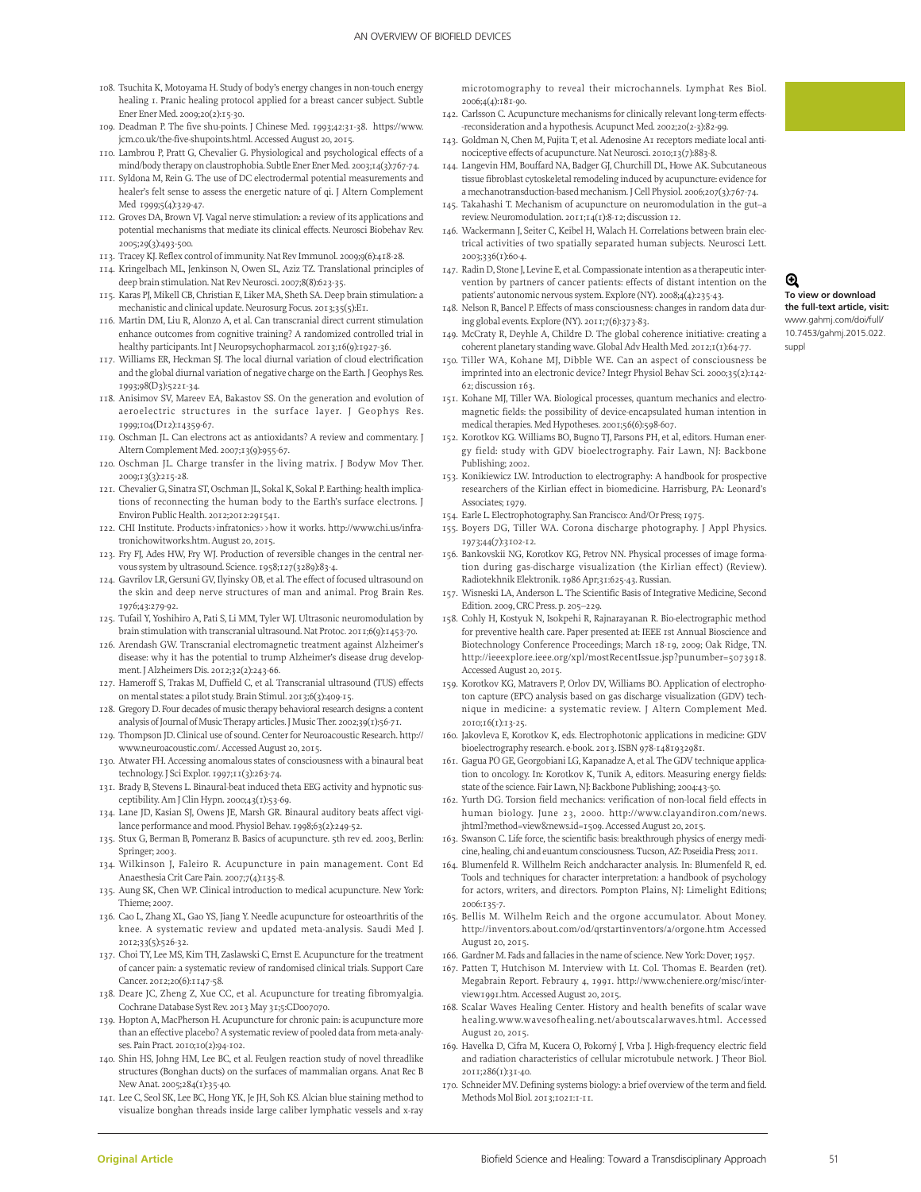108. Tsuchita K, Motoyama H. Study of body's energy changes in non-touch energy healing 1. Pranic healing protocol applied for a breast cancer subject. Subtle Ener Ener Med. 2009;20(2):15-30.
109. Deadman P. The five shu-points. J Chinese Med. 1993;42:31-38. https://www.jcm.co.uk/the-five-shupoints.html. Accessed August 20, 2015.
110. Lambrou P, Pratt G, Chevalier G. Physiological and psychological effects of a mind/body therapy on claustrophobia. Subtle Ener Ener Med. 2003;14(3):767-74.
111. Syldona M, Rein G. The use of DC electrodermal potential measurements and healer's felt sense to assess the energetic nature of qi. J Altern Complement Med 1999;5(4):329-47.
112. Groves DA, Brown VJ. Vagal nerve stimulation: a review of its applications and potential mechanisms that mediate its clinical effects. Neurosci Biobehav Rev. 2005;29(3):493-500.
113. Tracey KJ. Reflex control of immunity. Nat Rev Immunol. 2009;9(6):418-28.
114. Kringelbach ML, Jenkinson N, Owen SL, Aziz TZ. Translational principles of deep brain stimulation. Nat Rev Neurosci. 2007;8(8):623-35.
115. Karas PJ, Mikell CB, Christian E, Liker MA, Sheth SA. Deep brain stimulation: a mechanistic and clinical update. Neurosurg Focus. 2013;35(5):E1.
116. Martin DM, Liu R, Alonzo A, et al. Can transcranial direct current stimulation enhance outcomes from cognitive training? A randomized controlled trial in healthy participants. Int J Neuropsychopharmacol. 2013;16(9):1927-36.
117. Williams ER, Heckman SJ. The local diurnal variation of cloud electrification and the global diurnal variation of negative charge on the Earth. J Geophys Res. 1993;98(D3):5221-34.
118. Anisimov SV, Mareev EA, Bakastov SS. On the generation and evolution of aeroelectric structures in the surface layer. J Geophys Res. 1999;104(D12):14359-67.
119. Oschman JL. Can electrons act as antioxidants? A review and commentary. J Altern Complement Med. 2007;13(9):955-67.
120. Oschman JL. Charge transfer in the living matrix. J Bodyw Mov Ther. 2009;13(3):215-28.
121. Chevalier G, Sinatra ST, Oschman JL, Sokal K, Sokal P. Earthing: health implications of reconnecting the human body to the Earth's surface electrons. J Environ Public Health. 2012;2012:291541.
122. CHI Institute. Products>infratonics>>how it works. http://www.chi.us/infratronichowitworks.htm. August 20, 2015.
123. Fry FJ, Ades HW, Fry WJ. Production of reversible changes in the central nervous system by ultrasound. Science. 1958;127(3289):83-4.
124. Gavrilov LR, Gersuni GV, Ilyinsky OB, et al. The effect of focused ultrasound on the skin and deep nerve structures of man and animal. Prog Brain Res. 1976;43:279-92.
125. Tufail Y, Yoshihiro A, Pati S, Li MM, Tyler WJ. Ultrasonic neuromodulation by brain stimulation with transcranial ultrasound. Nat Protoc. 2011;6(9):1453-70.
126. Arendash GW. Transcranial electromagnetic treatment against Alzheimer's disease: why it has the potential to trump Alzheimer's disease drug development. J Alzheimers Dis. 2012;32(2):243-66.
127. Hameroff S, Trakas M, Duffield C, et al. Transcranial ultrasound (TUS) effects on mental states: a pilot study. Brain Stimul. 2013;6(3):409-15.
128. Gregory D. Four decades of music therapy behavioral research designs: a content analysis of Journal of Music Therapy articles. J Music Ther. 2002;39(1):56-71.
129. Thompson JD. Clinical use of sound. Center for Neuroacoustic Research. http://www.neuroacoustic.com/. Accessed August 20, 2015.
130. Atwater FH. Accessing anomalous states of consciousness with a binaural beat technology. J Sci Explor. 1997;11(3):263-74.
131. Brady B, Stevens L. Binaural-beat induced theta EEG activity and hypnotic susceptibility. Am J Clin Hypn. 2000;43(1):53-69.
134. Lane JD, Kasian SJ, Owens JE, Marsh GR. Binaural auditory beats affect vigilance performance and mood. Physiol Behav. 1998;63(2):249-52.
135. Stux G, Berman B, Pomeranz B. Basics of acupuncture. 5th rev ed. 2003, Berlin: Springer; 2003.
134. Wilkinson J, Faleiro R. Acupuncture in pain management. Cont Ed Anaesthesia Crit Care Pain. 2007;7(4):135-8.
135. Aung SK, Chen WP. Clinical introduction to medical acupuncture. New York: Thieme; 2007.
136. Cao L, Zhang XL, Gao YS, Jiang Y. Needle acupuncture for osteoarthritis of the knee. A systematic review and updated meta-analysis. Saudi Med J. 2012;33(5):526-32.
137. Choi TY, Lee MS, Kim TH, Zaslawski C, Ernst E. Acupuncture for the treatment of cancer pain: a systematic review of randomised clinical trials. Support Care Cancer. 2012;20(6):1147-58.
138. Deare JC, Zheng Z, Xue CC, et al. Acupuncture for treating fibromyalgia. Cochrane Database Syst Rev. 2013 May 31;5:CD007070.
139. Hopton A, MacPherson H. Acupuncture for chronic pain: is acupuncture more than an effective placebo? A systematic review of pooled data from meta-analyses. Pain Pract. 2010;10(2):94-102.
140. Shin HS, Johng HM, Lee BC, et al. Feulgen reaction study of novel threadlike structures (Bonghan ducts) on the surfaces of mammalian organs. Anat Rec B New Anat. 2005;284(1):35-40.
141. Lee C, Seol SK, Lee BC, Hong YK, Je JH, Soh KS. Alcian blue staining method to visualize bonghan threads inside large caliber lymphatic vessels and x-ray microtomography to reveal their microchannels. Lymphat Res Biol. 2006;4(4):181-90.
142. Carlsson C. Acupuncture mechanisms for clinically relevant long-term effects--reconsideration and a hypothesis. Acupunct Med. 2002;20(2-3):82-99.
143. Goldman N, Chen M, Fujita T, et al. Adenosine A1 receptors mediate local anti-nociceptive effects of acupuncture. Nat Neurosci. 2010;13(7):883-8.
144. Langevin HM, Bouffard NA, Badger GJ, Churchill DL, Howe AK. Subcutaneous tissue fibroblast cytoskeletal remodeling induced by acupuncture: evidence for a mechanotransduction-based mechanism. J Cell Physiol. 2006;207(3):767-74.
145. Takahashi T. Mechanism of acupuncture on neuromodulation in the gut--a review. Neuromodulation. 2011;14(1):8-12; discussion 12.
146. Wackermann J, Seiter C, Keibel H, Walach H. Correlations between brain electrical activities of two spatially separated human subjects. Neurosci Lett. 2003;336(1):60-4.
147. Radin D, Stone J, Levine E, et al. Compassionate intention as a therapeutic intervention by partners of cancer patients: effects of distant intention on the patients' autonomic nervous system. Explore (NY). 2008;4(4):235-43.
148. Nelson R, Bancel P. Effects of mass consciousness: changes in random data during global events. Explore (NY). 2011;7(6):373-83.
149. McCraty R, Deyhle A, Childre D. The global coherence initiative: creating a coherent planetary standing wave. Global Adv Health Med. 2012;1(1):64-77.
150. Tiller WA, Kohane MJ, Dibble WE. Can an aspect of consciousness be imprinted into an electronic device? Integr Physiol Behav Sci. 2000;35(2):142-62; discussion 163.
151. Kohane MJ, Tiller WA. Biological processes, quantum mechanics and electromagnetic fields: the possibility of device-encapsulated human intention in medical therapies. Med Hypotheses. 2001;56(6):598-607.
152. Korotkov KG. Williams BO, Bugno TJ, Parsons PH, et al, editors. Human energy field: study with GDV bioelectrography. Fair Lawn, NJ: Backbone Publishing; 2002.
153. Konikiewicz LW. Introduction to electrography: A handbook for prospective researchers of the Kirlian effect in biomedicine. Harrisburg, PA: Leonard's Associates; 1979.
154. Earle L. Electrophotography. San Francisco: And/Or Press; 1975.
155. Boyers DG, Tiller WA. Corona discharge photography. J Appl Physics. 1973;44(7):3102-12.
156. Bankovskii NG, Korotkov KG, Petrov NN. Physical processes of image formation during gas-discharge visualization (the Kirlian effect) (Review). Radiotekhnik Elektronik. 1986 Apr;31:625-43. Russian.
157. Wisneski LA, Anderson L. The Scientific Basis of Integrative Medicine, Second Edition. 2009, CRC Press. p. 205–229.
158. Cohly H, Kostyuk N, Isokpehi R, Rajnarayanan R. Bio-electrographic method for preventive health care. Paper presented at: IEEE 1st Annual Bioscience and Biotechnology Conference Proceedings; March 18-19, 2009; Oak Ridge, TN. http://ieeexplore.ieee.org/xpl/mostRecentIssue.jsp?punumber=5073918. Accessed August 20, 2015.
159. Korotkov KG, Matravers P, Orlov DV, Williams BO. Application of electrophoton capture (EPC) analysis based on gas discharge visualization (GDV) technique in medicine: a systematic review. J Altern Complement Med. 2010;16(1):13-25.
160. Jakovleva E, Korotkov K, eds. Electrophotonic applications in medicine: GDV bioelectrography research. e-book. 2013. ISBN 978-1481932981.
161. Gagua PO GE, Georgobiani LG, Kapanadze A, et al. The GDV technique application to oncology. In: Korotkov K, Tunik A, editors. Measuring energy fields: state of the science. Fair Lawn, NJ: Backbone Publishing; 2004:43-50.
162. Yurth DG. Torsion field mechanics: verification of non-local field effects in human biology. June 23, 2000. http://www.clayandiron.com/news.jhtml?method=view&news.id=1509. Accessed August 20, 2015.
163. Swanson C. Life force, the scientific basis: breakthrough physics of energy medicine, healing, chi and euantum consciousness. Tucson, AZ: Poseidia Press; 2011.
164. Blumenfeld R. Willhelm Reich andcharacter analysis. In: Blumenfeld R, ed. Tools and techniques for character interpretation: a handbook of psychology for actors, writers, and directors. Pompton Plains, NJ: Limelight Editions; 2006:135-7.
165. Bellis M. Wilhelm Reich and the orgone accumulator. About Money. http://inventors.about.com/od/qrstartinventors/a/orgone.htm Accessed August 20, 2015.
166. Gardner M. Fads and fallacies in the name of science. New York: Dover; 1957.
167. Patten T, Hutchison M. Interview with Lt. Col. Thomas E. Bearden (ret). Megabrain Report. Febraury 4, 1991. http://www.cheniere.org/misc/interview1991.htm. Accessed August 20, 2015.
168. Scalar Waves Healing Center. History and health benefits of scalar wave healing.www.wavesofhealing.net/aboutscalarwaves.html. Accessed August 20, 2015.
169. Havelka D, Cifra M, Kucera O, Pokorný J, Vrba J. High-frequency electric field and radiation characteristics of cellular microtubule network. J Theor Biol. 2011;286(1):31-40.
170. Schneider MV. Defining systems biology: a brief overview of the term and field. Methods Mol Biol. 2013;1021:1-11.

**To view or download the full-text article, visit:** www.gahmj.com/doi/full/10.7453/gahmj.2015.022.suppl